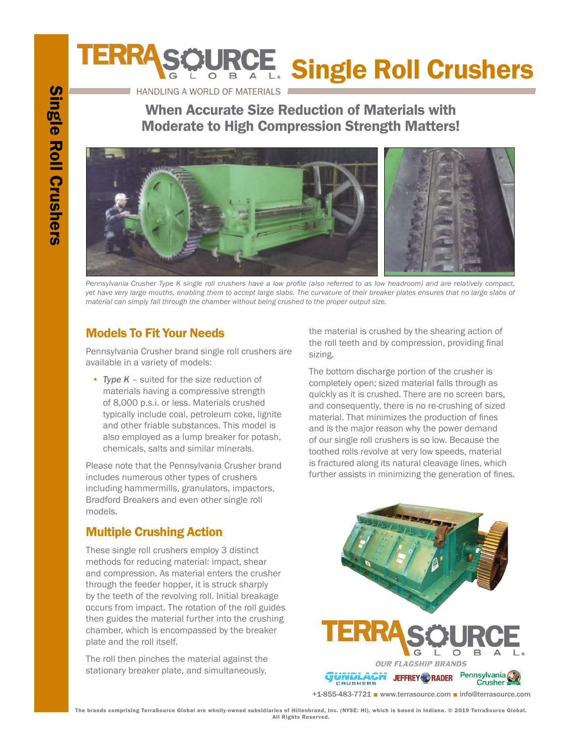# TERRASOURCE GLOBAL Single Roll Crushers

HANDLING A WORLD OF MATERIALS

## When Accurate Size Reduction of Materials with Moderate to High Compression Strength Matters!

*Pennsylvania Crusher Type K single roll crushers have a low profile (also referred to as low headroom) and are relatively compact, yet have very large mouths, enabling them to accept large slabs. The curvature of their breaker plates ensures that no large slabs of material can simply fall through the chamber without being crushed to the proper output size.*

## Models To Fit Your Needs

Pennsylvania Crusher brand single roll crushers are available in a variety of models:

- *Type K* – suited for the size reduction of materials having a compressive strength of 8,000 p.s.i. or less. Materials crushed typically include coal, petroleum coke, lignite and other friable substances. This model is also employed as a lump breaker for potash, chemicals, salts and similar minerals.

Please note that the Pennsylvania Crusher brand includes numerous other types of crushers including hammermills, granulators, impactors, Bradford Breakers and even other single roll models.

## Multiple Crushing Action

These single roll crushers employ 3 distinct methods for reducing material: impact, shear and compression. As material enters the crusher through the feeder hopper, it is struck sharply by the teeth of the revolving roll. Initial breakage occurs from impact. The rotation of the roll guides then guides the material further into the crushing chamber, which is encompassed by the breaker plate and the roll itself.

The roll then pinches the material against the stationary breaker plate, and simultaneously, the material is crushed by the shearing action of the roll teeth and by compression, providing final sizing.

The bottom discharge portion of the crusher is completely open; sized material falls through as quickly as it is crushed. There are no screen bars, and consequently, there is no re-crushing of sized material. That minimizes the production of fines and is the major reason why the power demand of our single roll crushers is so low. Because the toothed rolls revolve at very low speeds, material is fractured along its natural cleavage lines, which further assists in minimizing the generation of fines.

TERRASOURCE GLOBAL

*OUR FLAGSHIP BRANDS*

GUNDLACH CRUSHERS | JEFFREY RADER | Pennsylvania Crusher

+1-855-483-7721 ■ www.terrasource.com ■ info@terrasource.com

The brands comprising TerraSource Global are wholly-owned subsidiaries of Hillenbrand, Inc. (NYSE: HI), which is based in Indiana. © 2019 TerraSource Global. All Rights Reserved.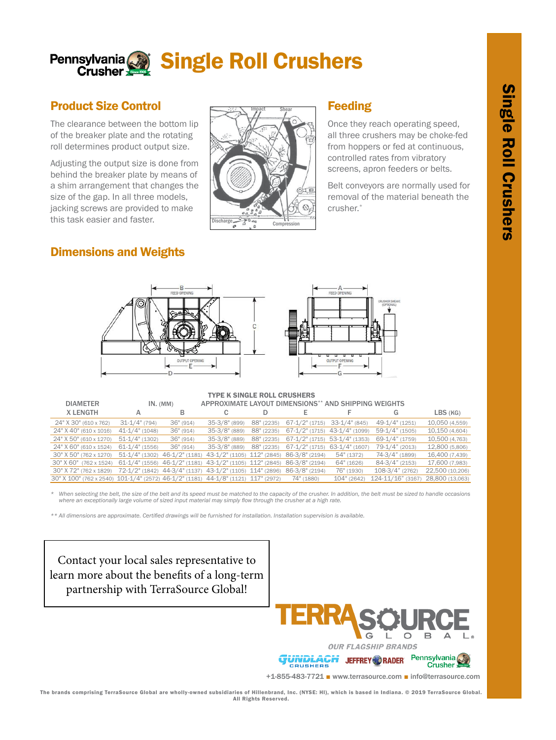# Pennsylvania Crusher Single Roll Crushers

## Product Size Control

The clearance between the bottom lip of the breaker plate and the rotating roll determines product output size.

Adjusting the output size is done from behind the breaker plate by means of a shim arrangement that changes the size of the gap. In all three models, jacking screws are provided to make this task easier and faster.

Impact
Shear
Discharge
Compression

## Feeding

Once they reach operating speed, all three crushers may be choke-fed from hoppers or fed at continuous, controlled rates from vibratory screens, apron feeders or belts.

Belt conveyors are normally used for removal of the material beneath the crusher.*

## Dimensions and Weights

B
FEED OPENING
C
OUTPUT OPENING
E
D

A
FEED OPENING
CRUSHER SHEAVE (OPTIONAL)
OUTPUT OPENING
F
G

**TYPE K SINGLE ROLL CRUSHERS**
**APPROXIMATE LAYOUT DIMENSIONS** AND SHIPPING WEIGHTS**

| DIAMETER X LENGTH | IN. (MM) | | | | | | | |
|---|---|---|---|---|---|---|---|---|
| | A | B | C | D | E | F | G | LBS (KG) |
| 24" X 30" (610 x 762) | 31-1/4" (794) | 36" (914) | 35-3/8" (899) | 88" (2235) | 67-1/2" (1715) | 33-1/4" (845) | 49-1/4" (1251) | 10,050 (4,559) |
| 24" X 40" (610 x 1016) | 41-1/4" (1048) | 36" (914) | 35-3/8" (889) | 88" (2235) | 67-1/2" (1715) | 43-1/4" (1099) | 59-1/4" (1505) | 10,150 (4,604) |
| 24" X 50" (610 x 1270) | 51-1/4" (1302) | 36" (914) | 35-3/8" (889) | 88" (2235) | 67-1/2" (1715) | 53-1/4" (1353) | 69-1/4" (1759) | 10,500 (4,763) |
| 24" X 60" (610 x 1524) | 61-1/4" (1556) | 36" (914) | 35-3/8" (889) | 88" (2235) | 67-1/2" (1715) | 63-1/4" (1607) | 79-1/4" (2013) | 12,800 (5,806) |
| 30" X 50" (762 x 1270) | 51-1/4" (1302) | 46-1/2" (1181) | 43-1/2" (1105) | 112" (2845) | 86-3/8" (2194) | 54" (1372) | 74-3/4" (1899) | 16,400 (7,439) |
| 30" X 60" (762 x 1524) | 61-1/4" (1556) | 46-1/2" (1181) | 43-1/2" (1105) | 112" (2845) | 86-3/8" (2194) | 64" (1626) | 84-3/4" (2153) | 17,600 (7,983) |
| 30" X 72" (762 x 1829) | 72-1/2" (1842) | 44-3/4" (1137) | 43-1/2" (1105) | 114" (2896) | 86-3/8" (2194) | 76" (1930) | 108-3/4" (2762) | 22,500 (10,206) |
| 30" X 100" (762 x 2540) | 101-1/4" (2572) | 46-1/2" (1181) | 44-1/8" (1121) | 117" (2972) | 74" (1880) | 104" (2642) | 124-11/16" (3167) | 28,800 (13,063) |

*\* When selecting the belt, the size of the belt and its speed must be matched to the capacity of the crusher. In addition, the belt must be sized to handle occasions where an exceptionally large volume of sized input material may simply flow through the crusher at a high rate.*

*\*\* All dimensions are approximate. Certified drawings will be furnished for installation. Installation supervision is available.*

Contact your local sales representative to learn more about the benefits of a long-term partnership with TerraSource Global!

TERRASOURCE GLOBAL

OUR FLAGSHIP BRANDS

GUNDLACH CRUSHERS · JEFFREY RADER · Pennsylvania Crusher

+1-855-483-7721 ■ www.terrasource.com ■ info@terrasource.com

The brands comprising TerraSource Global are wholly-owned subsidiaries of Hillenbrand, Inc. (NYSE: HI), which is based in Indiana. © 2019 TerraSource Global. All Rights Reserved.